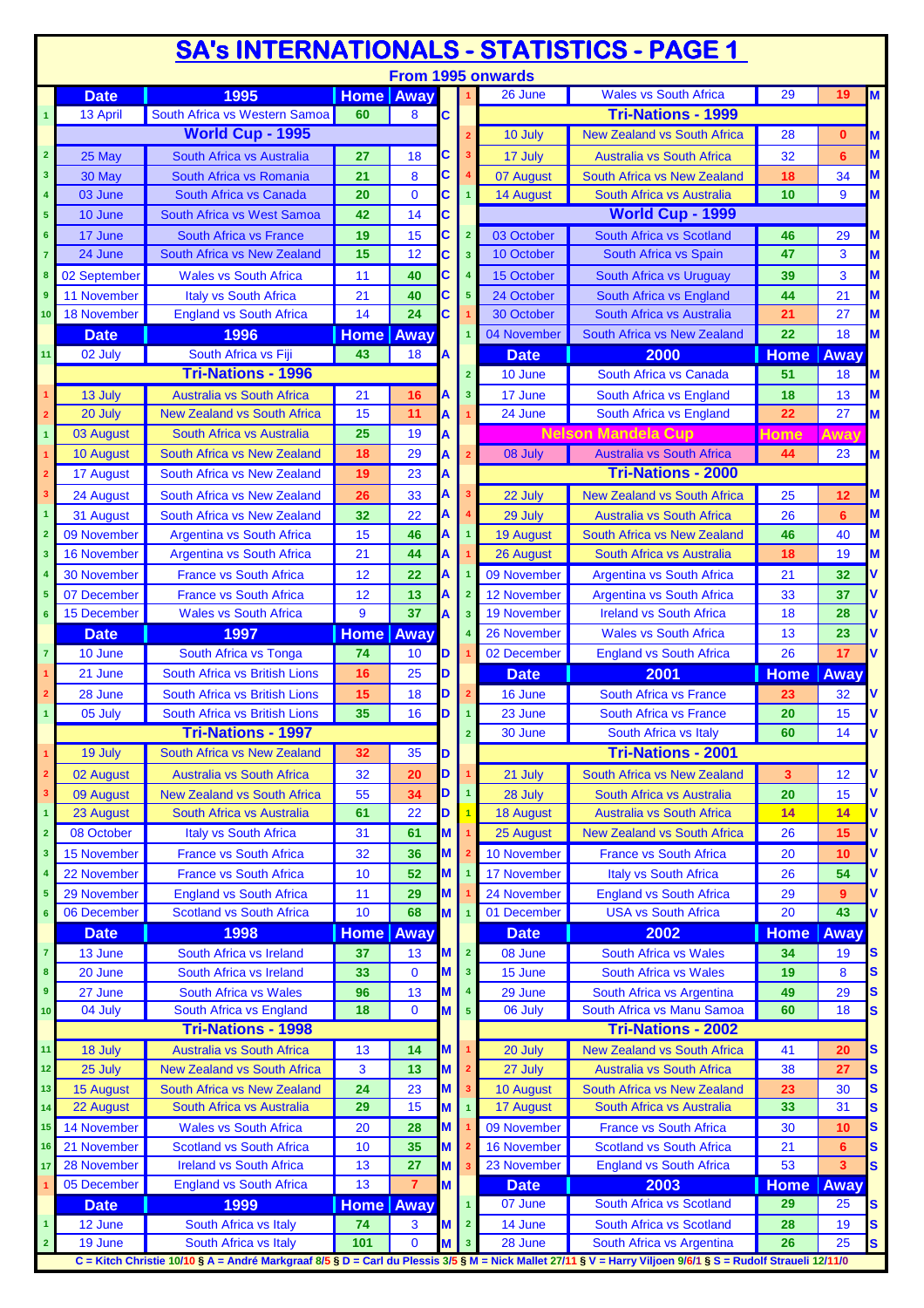# SA's INTERNATIONALS - STATISTICS - PAGE 1

From 1995 onwards

| # | Date | 1995 | Home | Away | Coach |
|---|---|---|---|---|---|
| 1 | 13 April | South Africa vs Western Samoa | 60 | 8 | C |
| | | **World Cup - 1995** | | | |
| 2 | 25 May | South Africa vs Australia | 27 | 18 | C |
| 3 | 30 May | South Africa vs Romania | 21 | 8 | C |
| 4 | 03 June | South Africa vs Canada | 20 | 0 | C |
| 5 | 10 June | South Africa vs West Samoa | 42 | 14 | C |
| 6 | 17 June | South Africa vs France | 19 | 15 | C |
| 7 | 24 June | South Africa vs New Zealand | 15 | 12 | C |
| 8 | 02 September | Wales vs South Africa | 11 | 40 | C |
| 9 | 11 November | Italy vs South Africa | 21 | 40 | C |
| 10 | 18 November | England vs South Africa | 14 | 24 | C |
| | **Date** | **1996** | **Home** | **Away** | |
| 11 | 02 July | South Africa vs Fiji | 43 | 18 | A |
| | | **Tri-Nations - 1996** | | | |
| 1 | 13 July | Australia vs South Africa | 21 | 16 | A |
| 2 | 20 July | New Zealand vs South Africa | 15 | 11 | A |
| 1 | 03 August | South Africa vs Australia | 25 | 19 | A |
| 1 | 10 August | South Africa vs New Zealand | 18 | 29 | A |
| 2 | 17 August | South Africa vs New Zealand | 19 | 23 | A |
| 3 | 24 August | South Africa vs New Zealand | 26 | 33 | A |
| 1 | 31 August | South Africa vs New Zealand | 32 | 22 | A |
| 2 | 09 November | Argentina vs South Africa | 15 | 46 | A |
| 3 | 16 November | Argentina vs South Africa | 21 | 44 | A |
| 4 | 30 November | France vs South Africa | 12 | 22 | A |
| 5 | 07 December | France vs South Africa | 12 | 13 | A |
| 6 | 15 December | Wales vs South Africa | 9 | 37 | A |
| | **Date** | **1997** | **Home** | **Away** | |
| 7 | 10 June | South Africa vs Tonga | 74 | 10 | D |
| 1 | 21 June | South Africa vs British Lions | 16 | 25 | D |
| 2 | 28 June | South Africa vs British Lions | 15 | 18 | D |
| 1 | 05 July | South Africa vs British Lions | 35 | 16 | D |
| | | **Tri-Nations - 1997** | | | |
| 1 | 19 July | South Africa vs New Zealand | 32 | 35 | D |
| 2 | 02 August | Australia vs South Africa | 32 | 20 | D |
| 3 | 09 August | New Zealand vs South Africa | 55 | 34 | D |
| 1 | 23 August | South Africa vs Australia | 61 | 22 | D |
| 2 | 08 October | Italy vs South Africa | 31 | 61 | M |
| 3 | 15 November | France vs South Africa | 32 | 36 | M |
| 4 | 22 November | France vs South Africa | 10 | 52 | M |
| 5 | 29 November | England vs South Africa | 11 | 29 | M |
| 6 | 06 December | Scotland vs South Africa | 10 | 68 | M |
| | **Date** | **1998** | **Home** | **Away** | |
| 7 | 13 June | South Africa vs Ireland | 37 | 13 | M |
| 8 | 20 June | South Africa vs Ireland | 33 | 0 | M |
| 9 | 27 June | South Africa vs Wales | 96 | 13 | M |
| 10 | 04 July | South Africa vs England | 18 | 0 | M |
| | | **Tri-Nations - 1998** | | | |
| 11 | 18 July | Australia vs South Africa | 13 | 14 | M |
| 12 | 25 July | New Zealand vs South Africa | 3 | 13 | M |
| 13 | 15 August | South Africa vs New Zealand | 24 | 23 | M |
| 14 | 22 August | South Africa vs Australia | 29 | 15 | M |
| 15 | 14 November | Wales vs South Africa | 20 | 28 | M |
| 16 | 21 November | Scotland vs South Africa | 10 | 35 | M |
| 17 | 28 November | Ireland vs South Africa | 13 | 27 | M |
| 1 | 05 December | England vs South Africa | 13 | 7 | M |
| | **Date** | **1999** | **Home** | **Away** | |
| 1 | 12 June | South Africa vs Italy | 74 | 3 | M |
| 2 | 19 June | South Africa vs Italy | 101 | 0 | M |
| 1 | 26 June | Wales vs South Africa | 29 | 19 | M |
| | | **Tri-Nations - 1999** | | | |
| 2 | 10 July | New Zealand vs South Africa | 28 | 0 | M |
| 3 | 17 July | Australia vs South Africa | 32 | 6 | M |
| 4 | 07 August | South Africa vs New Zealand | 18 | 34 | M |
| 1 | 14 August | South Africa vs Australia | 10 | 9 | M |
| | | **World Cup - 1999** | | | |
| 2 | 03 October | South Africa vs Scotland | 46 | 29 | M |
| 3 | 10 October | South Africa vs Spain | 47 | 3 | M |
| 4 | 15 October | South Africa vs Uruguay | 39 | 3 | M |
| 5 | 24 October | South Africa vs England | 44 | 21 | M |
| 1 | 30 October | South Africa vs Australia | 21 | 27 | M |
| 1 | 04 November | South Africa vs New Zealand | 22 | 18 | M |
| | **Date** | **2000** | **Home** | **Away** | |
| 2 | 10 June | South Africa vs Canada | 51 | 18 | M |
| 3 | 17 June | South Africa vs England | 18 | 13 | M |
| 1 | 24 June | South Africa vs England | 22 | 27 | M |
| | | **Nelson Mandela Cup** | **Home** | **Away** | |
| 2 | 08 July | Australia vs South Africa | 44 | 23 | M |
| | | **Tri-Nations - 2000** | | | |
| 3 | 22 July | New Zealand vs South Africa | 25 | 12 | M |
| 4 | 29 July | Australia vs South Africa | 26 | 6 | M |
| 1 | 19 August | South Africa vs New Zealand | 46 | 40 | M |
| 1 | 26 August | South Africa vs Australia | 18 | 19 | M |
| 1 | 09 November | Argentina vs South Africa | 21 | 32 | V |
| 2 | 12 November | Argentina vs South Africa | 33 | 37 | V |
| 3 | 19 November | Ireland vs South Africa | 18 | 28 | V |
| 4 | 26 November | Wales vs South Africa | 13 | 23 | V |
| 1 | 02 December | England vs South Africa | 26 | 17 | V |
| | **Date** | **2001** | **Home** | **Away** | |
| 2 | 16 June | South Africa vs France | 23 | 32 | V |
| 1 | 23 June | South Africa vs France | 20 | 15 | V |
| 2 | 30 June | South Africa vs Italy | 60 | 14 | V |
| | | **Tri-Nations - 2001** | | | |
| 1 | 21 July | South Africa vs New Zealand | 3 | 12 | V |
| 1 | 28 July | South Africa vs Australia | 20 | 15 | V |
| 1 | 18 August | Australia vs South Africa | 14 | 14 | V |
| 1 | 25 August | New Zealand vs South Africa | 26 | 15 | V |
| 2 | 10 November | France vs South Africa | 20 | 10 | V |
| 1 | 17 November | Italy vs South Africa | 26 | 54 | V |
| 1 | 24 November | England vs South Africa | 29 | 9 | V |
| 1 | 01 December | USA vs South Africa | 20 | 43 | V |
| | **Date** | **2002** | **Home** | **Away** | |
| 2 | 08 June | South Africa vs Wales | 34 | 19 | S |
| 3 | 15 June | South Africa vs Wales | 19 | 8 | S |
| 4 | 29 June | South Africa vs Argentina | 49 | 29 | S |
| 5 | 06 July | South Africa vs Manu Samoa | 60 | 18 | S |
| | | **Tri-Nations - 2002** | | | |
| 1 | 20 July | New Zealand vs South Africa | 41 | 20 | S |
| 2 | 27 July | Australia vs South Africa | 38 | 27 | S |
| 3 | 10 August | South Africa vs New Zealand | 23 | 30 | S |
| 1 | 17 August | South Africa vs Australia | 33 | 31 | S |
| 1 | 09 November | France vs South Africa | 30 | 10 | S |
| 2 | 16 November | Scotland vs South Africa | 21 | 6 | S |
| 3 | 23 November | England vs South Africa | 53 | 3 | S |
| | **Date** | **2003** | **Home** | **Away** | |
| 1 | 07 June | South Africa vs Scotland | 29 | 25 | S |
| 2 | 14 June | South Africa vs Scotland | 28 | 19 | S |
| 3 | 28 June | South Africa vs Argentina | 26 | 25 | S |

C = Kitch Christie 10/10 § A = André Markgraaf 8/5 § D = Carl du Plessis 3/5 § M = Nick Mallet 27/11 § V = Harry Viljoen 9/6/1 § S = Rudolf Straueli 12/11/0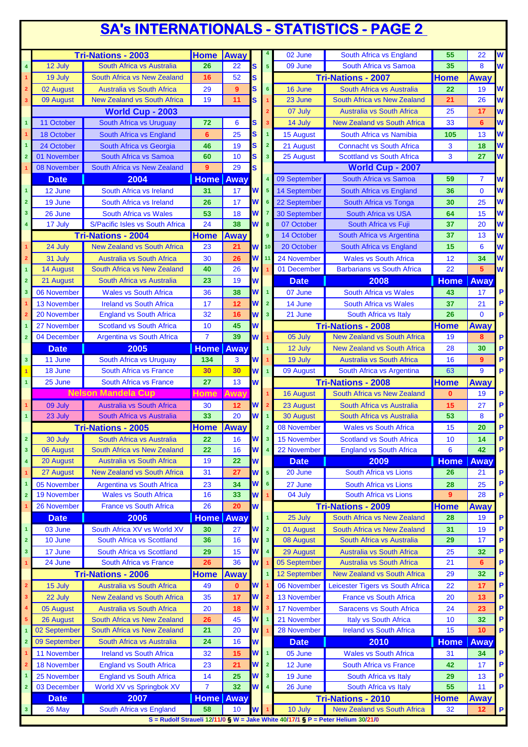# SA's INTERNATIONALS - STATISTICS - PAGE 2

| # | Tri-Nations - 2003 | | Home | Away | |
|---|---|---|---|---|---|
| 4 | 12 July | South Africa vs Australia | 26 | 22 | S |
| 1 | 19 July | South Africa vs New Zealand | 16 | 52 | S |
| 2 | 02 August | Australia vs South Africa | 29 | 9 | S |
| 3 | 09 August | New Zealand vs South Africa | 19 | 11 | S |
| | **World Cup - 2003** | | | | |
| 1 | 11 October | South Africa vs Uruguay | 72 | 6 | S |
| 1 | 18 October | South Africa vs England | 6 | 25 | S |
| 1 | 24 October | South Africa vs Georgia | 46 | 19 | S |
| 2 | 01 November | South Africa vs Samoa | 60 | 10 | S |
| 1 | 08 November | South Africa vs New Zealand | 9 | 29 | S |
| | **Date** | **2004** | **Home** | **Away** | |
| 1 | 12 June | South Africa vs Ireland | 31 | 17 | W |
| 2 | 19 June | South Africa vs Ireland | 26 | 17 | W |
| 3 | 26 June | South Africa vs Wales | 53 | 18 | W |
| 4 | 17 July | S/Pacific Isles vs South Africa | 24 | 38 | W |
| | **Tri-Nations - 2004** | | **Home** | **Away** | |
| 1 | 24 July | New Zealand vs South Africa | 23 | 21 | W |
| 2 | 31 July | Australia vs South Africa | 30 | 26 | W |
| 1 | 14 August | South Africa vs New Zealand | 40 | 26 | W |
| 2 | 21 August | South Africa vs Australia | 23 | 19 | W |
| 3 | 06 November | Wales vs South Africa | 36 | 38 | W |
| 1 | 13 November | Ireland vs South Africa | 17 | 12 | W |
| 2 | 20 November | England vs South Africa | 32 | 16 | W |
| 1 | 27 November | Scotland vs South Africa | 10 | 45 | W |
| 2 | 04 December | Argentina vs South Africa | 7 | 39 | W |
| | **Date** | **2005** | **Home** | **Away** | |
| 3 | 11 June | South Africa vs Uruguay | 134 | 3 | W |
| 1 | 18 June | South Africa vs France | 30 | 30 | W |
| 1 | 25 June | South Africa vs France | 27 | 13 | W |
| | **Nelson Mandela Cup** | | **Home** | **Away** | |
| 1 | 09 July | Australia vs South Africa | 30 | 12 | W |
| 1 | 23 July | South Africa vs Australia | 33 | 20 | W |
| | **Tri-Nations - 2005** | | **Home** | **Away** | |
| 2 | 30 July | South Africa vs Australia | 22 | 16 | W |
| 3 | 06 August | South Africa vs New Zealand | 22 | 16 | W |
| 4 | 20 August | Australia vs South Africa | 19 | 22 | W |
| 1 | 27 August | New Zealand vs South Africa | 31 | 27 | W |
| 1 | 05 November | Argentina vs South Africa | 23 | 34 | W |
| 2 | 19 November | Wales vs South Africa | 16 | 33 | W |
| 1 | 26 November | France vs South Africa | 26 | 20 | W |
| | **Date** | **2006** | **Home** | **Away** | |
| 1 | 03 June | South Africa XV vs World XV | 30 | 27 | W |
| 2 | 10 June | South Africa vs Scotland | 36 | 16 | W |
| 3 | 17 June | South Africa vs Scotland | 29 | 15 | W |
| 1 | 24 June | South Africa vs France | 26 | 36 | W |
| | **Tri-Nations - 2006** | | **Home** | **Away** | |
| 2 | 15 July | Australia vs South Africa | 49 | 0 | W |
| 3 | 22 July | New Zealand vs South Africa | 35 | 17 | W |
| 4 | 05 August | Australia vs South Africa | 20 | 18 | W |
| 5 | 26 August | South Africa vs New Zealand | 26 | 45 | W |
| 1 | 02 September | South Africa vs New Zealand | 21 | 20 | W |
| 2 | 09 September | South Africa vs Australia | 24 | 16 | W |
| 1 | 11 November | Ireland vs South Africa | 32 | 15 | W |
| 2 | 18 November | England vs South Africa | 23 | 21 | W |
| 1 | 25 November | England vs South Africa | 14 | 25 | W |
| 2 | 03 December | World XV vs Springbok XV | 7 | 32 | W |
| | **Date** | **2007** | **Home** | **Away** | |
| 3 | 26 May | South Africa vs England | 58 | 10 | W |
| 4 | 02 June | South Africa vs England | 55 | 22 | W |
| 5 | 09 June | South Africa vs Samoa | 35 | 8 | W |
| | **Tri-Nations - 2007** | | **Home** | **Away** | |
| 6 | 16 June | South Africa vs Australia | 22 | 19 | W |
| 1 | 23 June | South Africa vs New Zealand | 21 | 26 | W |
| 2 | 07 July | Australia vs South Africa | 25 | 17 | W |
| 3 | 14 July | New Zealand vs South Africa | 33 | 6 | W |
| 1 | 15 August | South Africa vs Namibia | 105 | 13 | W |
| 2 | 21 August | Connacht vs South Africa | 3 | 18 | W |
| 3 | 25 August | Scotland vs South Africa | 3 | 27 | W |
| | **World Cup - 2007** | | | | |
| 4 | 09 September | South Africa vs Samoa | 59 | 7 | W |
| 5 | 14 September | South Africa vs England | 36 | 0 | W |
| 6 | 22 September | South Africa vs Tonga | 30 | 25 | W |
| 7 | 30 September | South Africa vs USA | 64 | 15 | W |
| 8 | 07 October | South Africa vs Fuji | 37 | 20 | W |
| 9 | 14 October | South Africa vs Argentina | 37 | 13 | W |
| 10 | 20 October | South Africa vs England | 15 | 6 | W |
| 11 | 24 November | Wales vs South Africa | 12 | 34 | W |
| 1 | 01 December | Barbarians vs South Africa | 22 | 5 | W |
| | **Date** | **2008** | **Home** | **Away** | |
| 1 | 07 June | South Africa vs Wales | 43 | 17 | P |
| 2 | 14 June | South Africa vs Wales | 37 | 21 | P |
| 3 | 21 June | South Africa vs Italy | 26 | 0 | P |
| | **Tri-Nations - 2008** | | **Home** | **Away** | |
| 1 | 05 July | New Zealand vs South Africa | 19 | 8 | P |
| 1 | 12 July | New Zealand vs South Africa | 28 | 30 | P |
| 1 | 19 July | Australia vs South Africa | 16 | 9 | P |
| 1 | 09 August | South Africa vs Argentina | 63 | 9 | P |
| | **Tri-Nations - 2008** | | **Home** | **Away** | |
| 1 | 16 August | South Africa vs New Zealand | 0 | 19 | P |
| 2 | 23 August | South Africa vs Australia | 15 | 27 | P |
| 1 | 30 August | South Africa vs Australia | 53 | 8 | P |
| 2 | 08 November | Wales vs South Africa | 15 | 20 | P |
| 3 | 15 November | Scotland vs South Africa | 10 | 14 | P |
| 4 | 22 November | England vs South Africa | 6 | 42 | P |
| | **Date** | **2009** | **Home** | **Away** | |
| 5 | 20 June | South Africa vs Lions | 26 | 21 | P |
| 6 | 27 June | South Africa vs Lions | 28 | 25 | P |
| 1 | 04 July | South Africa vs Lions | 9 | 28 | P |
| | **Tri-Nations - 2009** | | **Home** | **Away** | |
| 1 | 25 July | South Africa vs New Zealand | 28 | 19 | P |
| 2 | 01 August | South Africa vs New Zealand | 31 | 19 | P |
| 3 | 08 August | South Africa vs Australia | 29 | 17 | P |
| 4 | 29 August | Australia vs South Africa | 25 | 32 | P |
| 1 | 05 September | Australia vs South Africa | 21 | 6 | P |
| 1 | 12 September | New Zealand vs South Africa | 29 | 32 | P |
| 1 | 06 November | Leicester Tigers vs South Africa | 22 | 17 | P |
| 2 | 13 November | France vs South Africa | 20 | 13 | P |
| 3 | 17 November | Saracens vs South Africa | 24 | 23 | P |
| 1 | 21 November | Italy vs South Africa | 10 | 32 | P |
| 1 | 28 November | Ireland vs South Africa | 15 | 10 | P |
| | **Date** | **2010** | **Home** | **Away** | |
| 1 | 05 June | Wales vs South Africa | 31 | 34 | P |
| 2 | 12 June | South Africa vs France | 42 | 17 | P |
| 3 | 19 June | South Africa vs Italy | 29 | 13 | P |
| 4 | 26 June | South Africa vs Italy | 55 | 11 | P |
| | **Tri-Nations - 2010** | | **Home** | **Away** | |
| 1 | 10 July | New Zealand vs South Africa | 32 | 12 | P |

S = Rudolf Straueli 12/11/0 § W = Jake White 40/17/1 § P = Peter Helium 30/21/0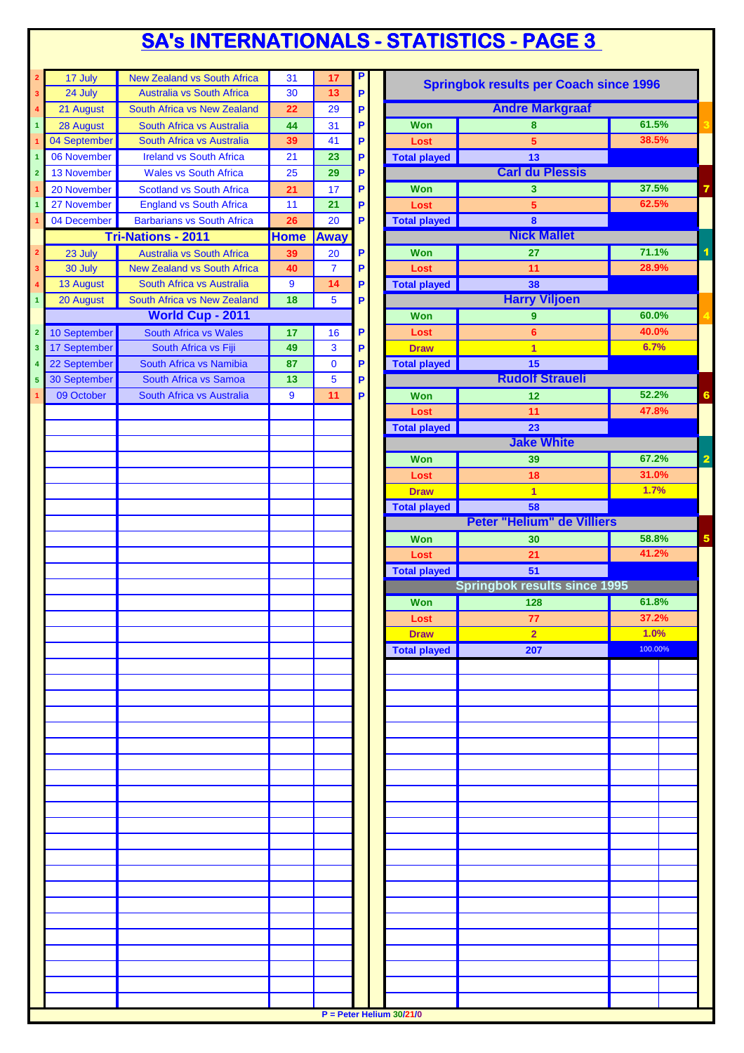# SA's INTERNATIONALS - STATISTICS - PAGE 3

| | Date | Match | Home | Away | |
|---|---|---|---|---|---|
| 2 | 17 July | New Zealand vs South Africa | 31 | 17 | P |
| 3 | 24 July | Australia vs South Africa | 30 | 13 | P |
| 4 | 21 August | South Africa vs New Zealand | 22 | 29 | P |
| 1 | 28 August | South Africa vs Australia | 44 | 31 | P |
| 1 | 04 September | South Africa vs Australia | 39 | 41 | P |
| 1 | 06 November | Ireland vs South Africa | 21 | 23 | P |
| 2 | 13 November | Wales vs South Africa | 25 | 29 | P |
| 1 | 20 November | Scotland vs South Africa | 21 | 17 | P |
| 1 | 27 November | England vs South Africa | 11 | 21 | P |
| 1 | 04 December | Barbarians vs South Africa | 26 | 20 | P |
| | | **Tri-Nations - 2011** | **Home** | **Away** | |
| 2 | 23 July | Australia vs South Africa | 39 | 20 | P |
| 3 | 30 July | New Zealand vs South Africa | 40 | 7 | P |
| 4 | 13 August | South Africa vs Australia | 9 | 14 | P |
| 1 | 20 August | South Africa vs New Zealand | 18 | 5 | P |
| | | **World Cup - 2011** | | | |
| 2 | 10 September | South Africa vs Wales | 17 | 16 | P |
| 3 | 17 September | South Africa vs Fiji | 49 | 3 | P |
| 4 | 22 September | South Africa vs Namibia | 87 | 0 | P |
| 5 | 30 September | South Africa vs Samoa | 13 | 5 | P |
| 1 | 09 October | South Africa vs Australia | 9 | 11 | P |

## Springbok results per Coach since 1996

| | | | |
|---|---|---|---|
| **Andre Markgraaf** | | | |
| Won | 8 | 61.5% | 3 |
| Lost | 5 | 38.5% | |
| Total played | 13 | | |
| **Carl du Plessis** | | | |
| Won | 3 | 37.5% | 7 |
| Lost | 5 | 62.5% | |
| Total played | 8 | | |
| **Nick Mallet** | | | |
| Won | 27 | 71.1% | 1 |
| Lost | 11 | 28.9% | |
| Total played | 38 | | |
| **Harry Viljoen** | | | |
| Won | 9 | 60.0% | 4 |
| Lost | 6 | 40.0% | |
| Draw | 1 | 6.7% | |
| Total played | 15 | | |
| **Rudolf Straueli** | | | |
| Won | 12 | 52.2% | 6 |
| Lost | 11 | 47.8% | |
| Total played | 23 | | |
| **Jake White** | | | |
| Won | 39 | 67.2% | 2 |
| Lost | 18 | 31.0% | |
| Draw | 1 | 1.7% | |
| Total played | 58 | | |
| **Peter "Helium" de Villiers** | | | |
| Won | 30 | 58.8% | 5 |
| Lost | 21 | 41.2% | |
| Total played | 51 | | |
| **Springbok results since 1995** | | | |
| Won | 128 | 61.8% | |
| Lost | 77 | 37.2% | |
| Draw | 2 | 1.0% | |
| Total played | 207 | 100.00% | |

P = Peter Helium 30/21/0